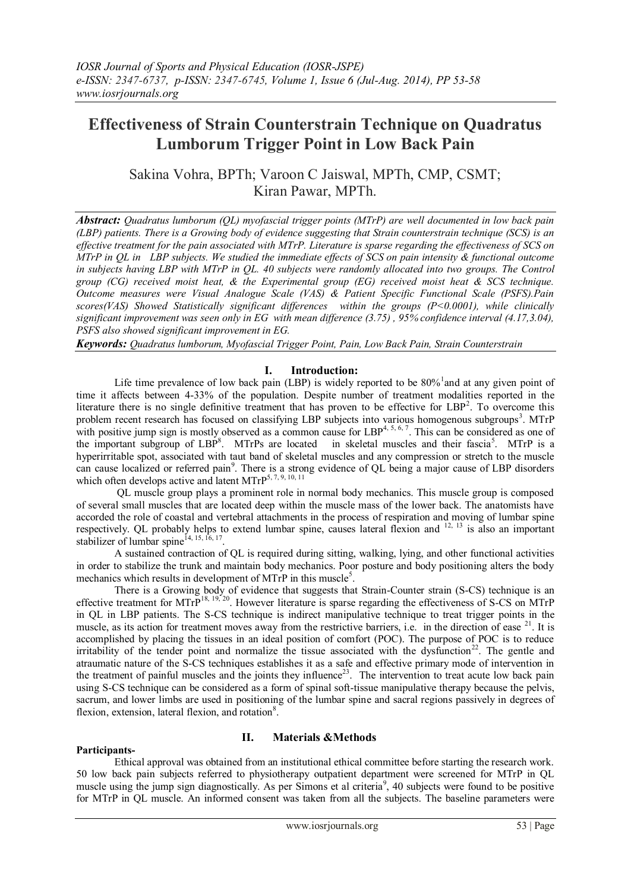# Effectiveness of Strain Counterstrain Technique on Quadratus Lumborum Trigger Point in Low Back Pain

Sakina Vohra, BPTh; Varoon C Jaiswal, MPTh, CMP, CSMT; Kiran Pawar, MPTh.

***Abstract:*** *Quadratus lumborum (QL) myofascial trigger points (MTrP) are well documented in low back pain (LBP) patients. There is a Growing body of evidence suggesting that Strain counterstrain technique (SCS) is an effective treatment for the pain associated with MTrP. Literature is sparse regarding the effectiveness of SCS on MTrP in QL in LBP subjects. We studied the immediate effects of SCS on pain intensity & functional outcome in subjects having LBP with MTrP in QL. 40 subjects were randomly allocated into two groups. The Control group (CG) received moist heat, & the Experimental group (EG) received moist heat & SCS technique. Outcome measures were Visual Analogue Scale (VAS) & Patient Specific Functional Scale (PSFS).Pain scores(VAS) Showed Statistically significant differences within the groups (P<0.0001), while clinically significant improvement was seen only in EG with mean difference (3.75) , 95% confidence interval (4.17,3.04), PSFS also showed significant improvement in EG.*

***Keywords:*** *Quadratus lumborum, Myofascial Trigger Point, Pain, Low Back Pain, Strain Counterstrain*

## I. Introduction:

Life time prevalence of low back pain (LBP) is widely reported to be 80%[1] and at any given point of time it affects between 4-33% of the population. Despite number of treatment modalities reported in the literature there is no single definitive treatment that has proven to be effective for LBP[2]. To overcome this problem recent research has focused on classifying LBP subjects into various homogenous subgroups[3]. MTrP with positive jump sign is mostly observed as a common cause for LBP[4, 5, 6, 7]. This can be considered as one of the important subgroup of LBP[8]. MTrPs are located in skeletal muscles and their fascia[5]. MTrP is a hyperirritable spot, associated with taut band of skeletal muscles and any compression or stretch to the muscle can cause localized or referred pain[9]. There is a strong evidence of QL being a major cause of LBP disorders which often develops active and latent MTrP[5, 7, 9, 10, 11]

QL muscle group plays a prominent role in normal body mechanics. This muscle group is composed of several small muscles that are located deep within the muscle mass of the lower back. The anatomists have accorded the role of coastal and vertebral attachments in the process of respiration and moving of lumbar spine respectively. QL probably helps to extend lumbar spine, causes lateral flexion and [12, 13] is also an important stabilizer of lumbar spine[14, 15, 16, 17].

A sustained contraction of QL is required during sitting, walking, lying, and other functional activities in order to stabilize the trunk and maintain body mechanics. Poor posture and body positioning alters the body mechanics which results in development of MTrP in this muscle[5].

There is a Growing body of evidence that suggests that Strain-Counter strain (S-CS) technique is an effective treatment for MTrP[18, 19, 20]. However literature is sparse regarding the effectiveness of S-CS on MTrP in QL in LBP patients. The S-CS technique is indirect manipulative technique to treat trigger points in the muscle, as its action for treatment moves away from the restrictive barriers, i.e. in the direction of ease [21]. It is accomplished by placing the tissues in an ideal position of comfort (POC). The purpose of POC is to reduce irritability of the tender point and normalize the tissue associated with the dysfunction[22]. The gentle and atraumatic nature of the S-CS techniques establishes it as a safe and effective primary mode of intervention in the treatment of painful muscles and the joints they influence[23]. The intervention to treat acute low back pain using S-CS technique can be considered as a form of spinal soft-tissue manipulative therapy because the pelvis, sacrum, and lower limbs are used in positioning of the lumbar spine and sacral regions passively in degrees of flexion, extension, lateral flexion, and rotation[8].

## II. Materials &Methods

**Participants-**

Ethical approval was obtained from an institutional ethical committee before starting the research work. 50 low back pain subjects referred to physiotherapy outpatient department were screened for MTrP in QL muscle using the jump sign diagnostically. As per Simons et al criteria[9], 40 subjects were found to be positive for MTrP in QL muscle. An informed consent was taken from all the subjects. The baseline parameters were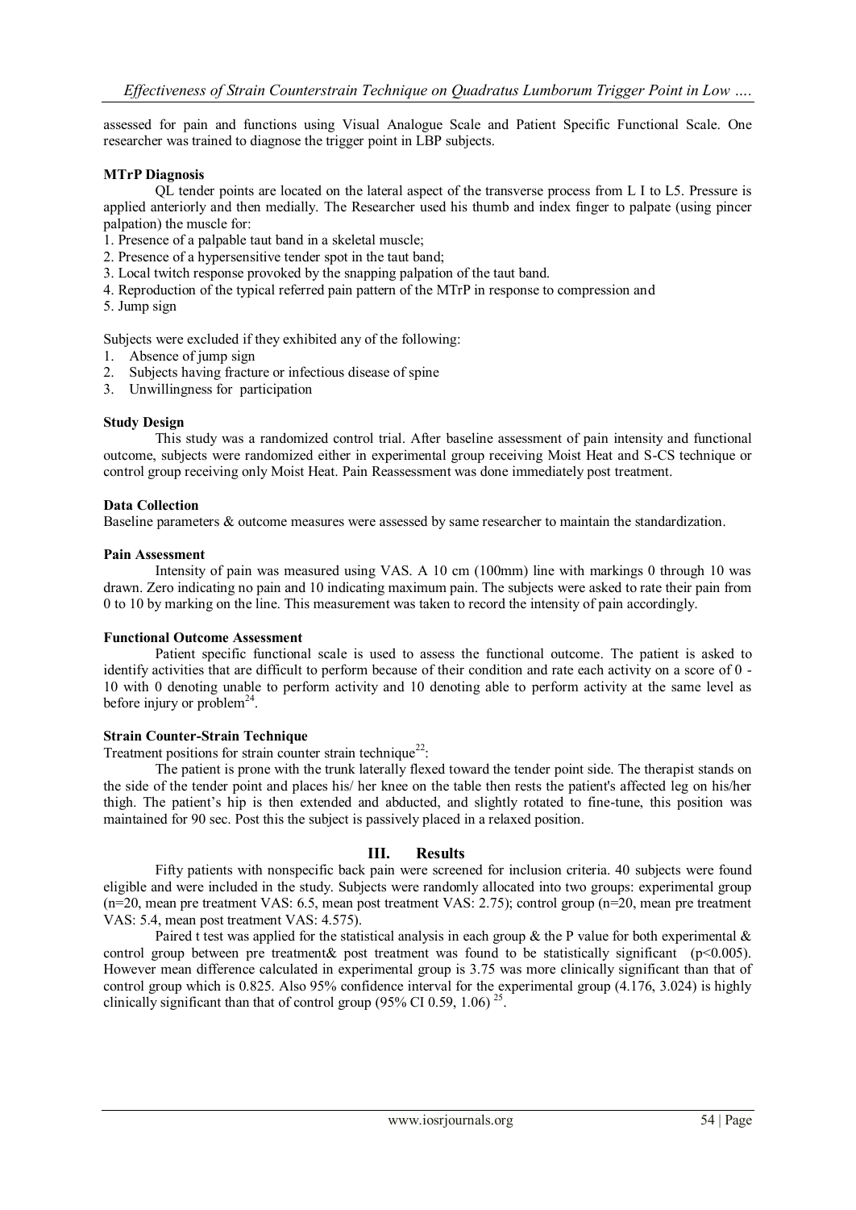assessed for pain and functions using Visual Analogue Scale and Patient Specific Functional Scale. One researcher was trained to diagnose the trigger point in LBP subjects.

**MTrP Diagnosis**

QL tender points are located on the lateral aspect of the transverse process from L I to L5. Pressure is applied anteriorly and then medially. The Researcher used his thumb and index finger to palpate (using pincer palpation) the muscle for:

1. Presence of a palpable taut band in a skeletal muscle;
2. Presence of a hypersensitive tender spot in the taut band;
3. Local twitch response provoked by the snapping palpation of the taut band.
4. Reproduction of the typical referred pain pattern of the MTrP in response to compression and
5. Jump sign

Subjects were excluded if they exhibited any of the following:

1. Absence of jump sign
2. Subjects having fracture or infectious disease of spine
3. Unwillingness for participation

**Study Design**

This study was a randomized control trial. After baseline assessment of pain intensity and functional outcome, subjects were randomized either in experimental group receiving Moist Heat and S-CS technique or control group receiving only Moist Heat. Pain Reassessment was done immediately post treatment.

**Data Collection**

Baseline parameters & outcome measures were assessed by same researcher to maintain the standardization.

**Pain Assessment**

Intensity of pain was measured using VAS. A 10 cm (100mm) line with markings 0 through 10 was drawn. Zero indicating no pain and 10 indicating maximum pain. The subjects were asked to rate their pain from 0 to 10 by marking on the line. This measurement was taken to record the intensity of pain accordingly.

**Functional Outcome Assessment**

Patient specific functional scale is used to assess the functional outcome. The patient is asked to identify activities that are difficult to perform because of their condition and rate each activity on a score of 0 - 10 with 0 denoting unable to perform activity and 10 denoting able to perform activity at the same level as before injury or problem[24].

**Strain Counter-Strain Technique**

Treatment positions for strain counter strain technique[22]:

The patient is prone with the trunk laterally flexed toward the tender point side. The therapist stands on the side of the tender point and places his/ her knee on the table then rests the patient's affected leg on his/her thigh. The patient's hip is then extended and abducted, and slightly rotated to fine-tune, this position was maintained for 90 sec. Post this the subject is passively placed in a relaxed position.

## III. Results

Fifty patients with nonspecific back pain were screened for inclusion criteria. 40 subjects were found eligible and were included in the study. Subjects were randomly allocated into two groups: experimental group (n=20, mean pre treatment VAS: 6.5, mean post treatment VAS: 2.75); control group (n=20, mean pre treatment VAS: 5.4, mean post treatment VAS: 4.575).

Paired t test was applied for the statistical analysis in each group & the P value for both experimental & control group between pre treatment& post treatment was found to be statistically significant ($p<0.005$). However mean difference calculated in experimental group is 3.75 was more clinically significant than that of control group which is 0.825. Also 95% confidence interval for the experimental group (4.176, 3.024) is highly clinically significant than that of control group (95% CI 0.59, 1.06) [25].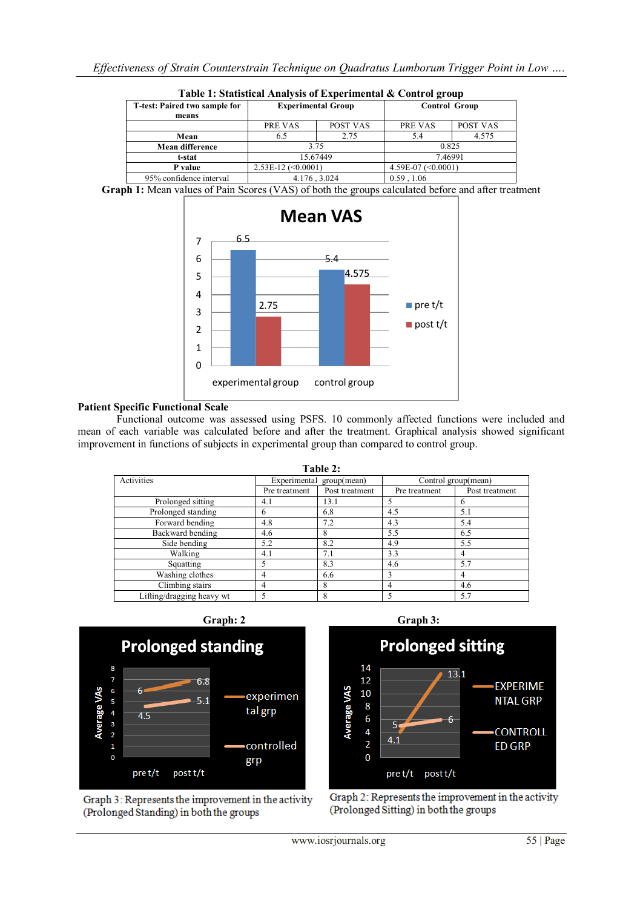**Table 1: Statistical Analysis of Experimental & Control group**

| T-test: Paired two sample for means | Experimental Group | | Control Group | |
|---|---|---|---|---|
| | PRE VAS | POST VAS | PRE VAS | POST VAS |
| **Mean** | 6.5 | 2.75 | 5.4 | 4.575 |
| **Mean difference** | 3.75 | | 0.825 | |
| **t-stat** | 15.67449 | | 7.46991 | |
| **P value** | 2.53E-12 (<0.0001) | | 4.59E-07 (<0.0001) | |
| 95% confidence interval | 4.176 , 3.024 | | 0.59 , 1.06 | |

**Graph 1:** Mean values of Pain Scores (VAS) of both the groups calculated before and after treatment

### Patient Specific Functional Scale

Functional outcome was assessed using PSFS. 10 commonly affected functions were included and mean of each variable was calculated before and after the treatment. Graphical analysis showed significant improvement in functions of subjects in experimental group than compared to control group.

**Table 2:**

| Activities | Experimental group(mean) | | Control group(mean) | |
|---|---|---|---|---|
| | Pre treatment | Post treatment | Pre treatment | Post treatment |
| Prolonged sitting | 4.1 | 13.1 | 5 | 6 |
| Prolonged standing | 6 | 6.8 | 4.5 | 5.1 |
| Forward bending | 4.8 | 7.2 | 4.3 | 5.4 |
| Backward bending | 4.6 | 8 | 5.5 | 6.5 |
| Side bending | 5.2 | 8.2 | 4.9 | 5.5 |
| Walking | 4.1 | 7.1 | 3.3 | 4 |
| Squatting | 5 | 8.3 | 4.6 | 5.7 |
| Washing clothes | 4 | 6.6 | 3 | 4 |
| Climbing stairs | 4 | 8 | 4 | 4.6 |
| Lifting/dragging heavy wt | 5 | 8 | 5 | 5.7 |

**Graph: 2**

Graph 3: Represents the improvement in the activity (Prolonged Standing) in both the groups

**Graph 3:**

Graph 2: Represents the improvement in the activity (Prolonged Sitting) in both the groups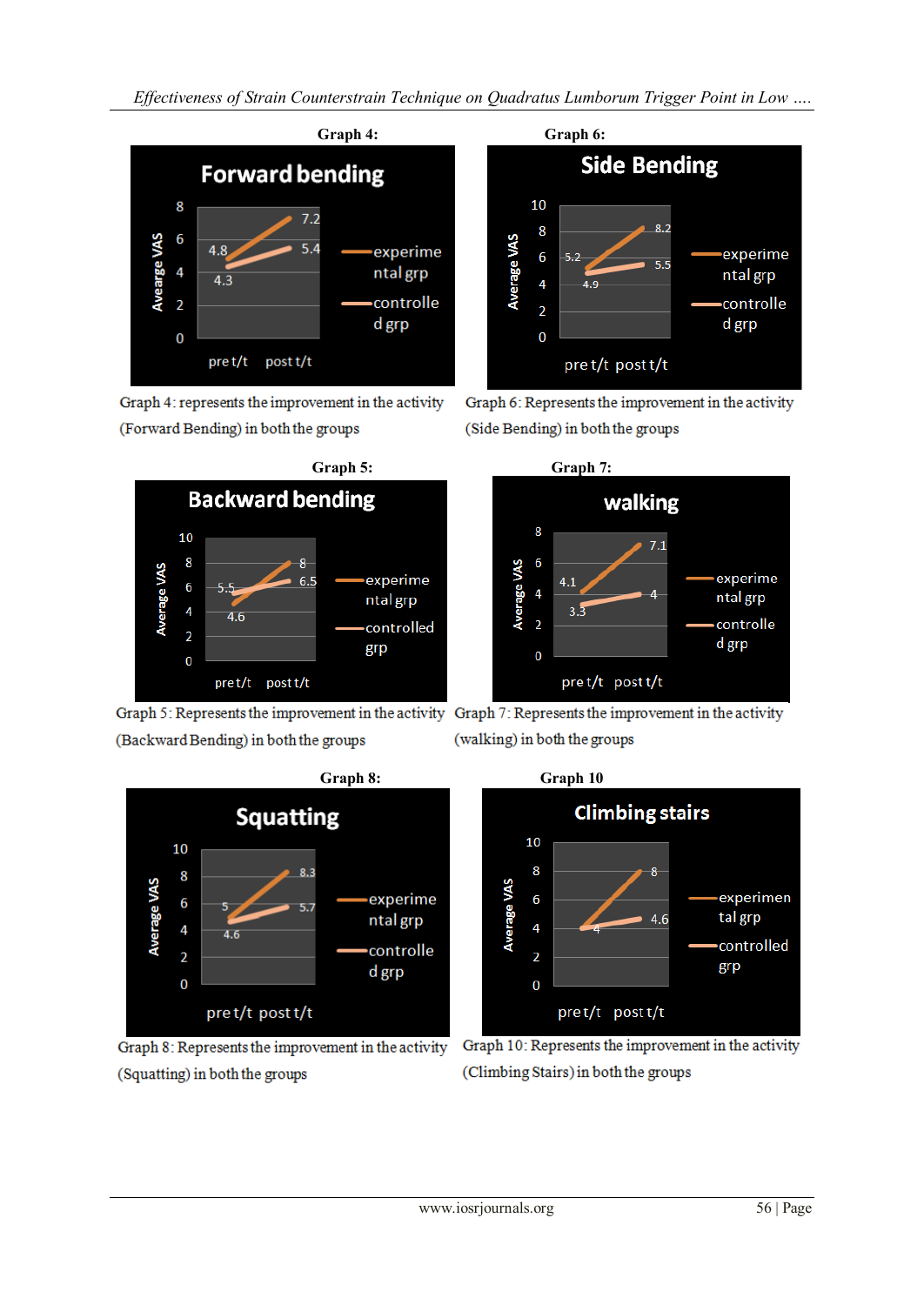**Graph 4:**

Graph 4: represents the improvement in the activity (Forward Bending) in both the groups

**Graph 6:**

Graph 6: Represents the improvement in the activity (Side Bending) in both the groups

**Graph 5:**

Graph 5: Represents the improvement in the activity (Backward Bending) in both the groups

**Graph 7:**

Graph 7: Represents the improvement in the activity (walking) in both the groups

**Graph 8:**

Graph 8: Represents the improvement in the activity (Squatting) in both the groups

**Graph 10**

Graph 10: Represents the improvement in the activity (Climbing Stairs) in both the groups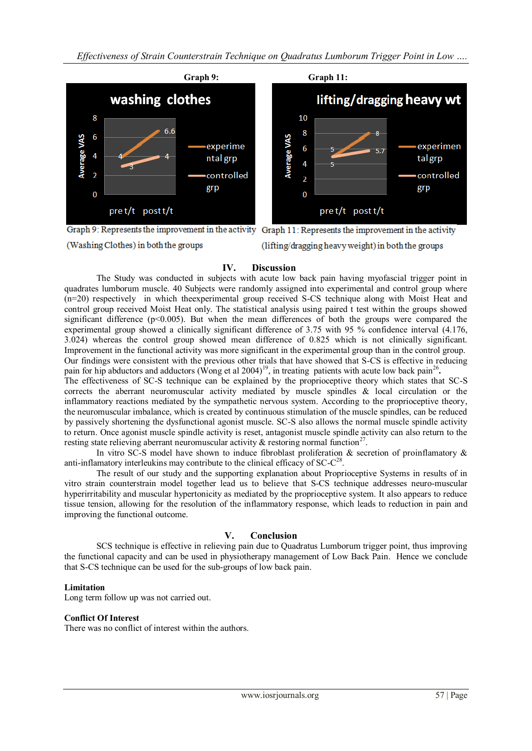**Graph 9:**

Graph 9: Represents the improvement in the activity (Washing Clothes) in both the groups

**Graph 11:**

Graph 11: Represents the improvement in the activity (lifting/dragging heavy weight) in both the groups

## IV. Discussion

The Study was conducted in subjects with acute low back pain having myofascial trigger point in quadrates lumborum muscle. 40 Subjects were randomly assigned into experimental and control group where (n=20) respectively in which theexperimental group received S-CS technique along with Moist Heat and control group received Moist Heat only. The statistical analysis using paired t test within the groups showed significant difference ($p<0.005$). But when the mean differences of both the groups were compared the experimental group showed a clinically significant difference of 3.75 with 95 % confidence interval (4.176, 3.024) whereas the control group showed mean difference of 0.825 which is not clinically significant. Improvement in the functional activity was more significant in the experimental group than in the control group. Our findings were consistent with the previous other trials that have showed that S-CS is effective in reducing pain for hip abductors and adductors (Wong et al 2004)[19], in treating patients with acute low back pain[26]**.**
The effectiveness of SC-S technique can be explained by the proprioceptive theory which states that SC-S corrects the aberrant neuromuscular activity mediated by muscle spindles & local circulation or the inflammatory reactions mediated by the sympathetic nervous system. According to the proprioceptive theory, the neuromuscular imbalance, which is created by continuous stimulation of the muscle spindles, can be reduced by passively shortening the dysfunctional agonist muscle. SC-S also allows the normal muscle spindle activity to return. Once agonist muscle spindle activity is reset, antagonist muscle spindle activity can also return to the resting state relieving aberrant neuromuscular activity & restoring normal function[27].

In vitro SC-S model have shown to induce fibroblast proliferation & secretion of proinflamatory & anti-inflamatory interleukins may contribute to the clinical efficacy of SC-C[28].

The result of our study and the supporting explanation about Proprioceptive Systems in results of in vitro strain counterstrain model together lead us to believe that S-CS technique addresses neuro-muscular hyperirritability and muscular hypertonicity as mediated by the proprioceptive system. It also appears to reduce tissue tension, allowing for the resolution of the inflammatory response, which leads to reduction in pain and improving the functional outcome.

## V. Conclusion

SCS technique is effective in relieving pain due to Quadratus Lumborum trigger point, thus improving the functional capacity and can be used in physiotherapy management of Low Back Pain. Hence we conclude that S-CS technique can be used for the sub-groups of low back pain.

**Limitation**
Long term follow up was not carried out.

**Conflict Of Interest**
There was no conflict of interest within the authors.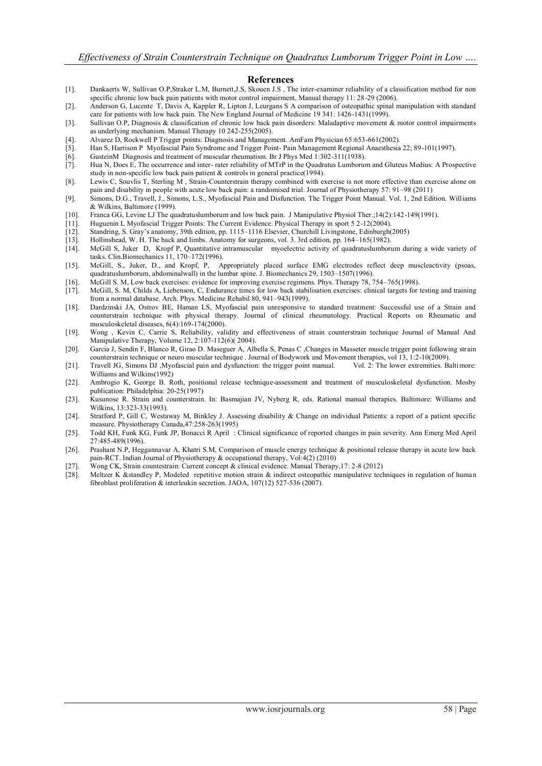## References

[1]. Dankaerts W, Sullivan O.P,Straker L.M, Burnett,J.S, Skouen J.S , The inter-examiner reliability of a classification method for non specific chronic low back pain patients with motor control impairment, Manual therapy 11: 28-29 (2006).

[2]. Anderson G, Lucente T, Davis A, Kappler R, Lipton J, Leurgans S A comparison of osteopathic spinal manipulation with standard care for patients with low back pain. The New England Journal of Medicine 19 341: 1426-1431(1999).

[3]. Sullivan O.P, Diagnosis & classification of chronic low back pain disorders: Maladaptive movement & motor control impairments as underlying mechanism. Manual Therapy 10 242-255(2005).

[4]. Alvarez D, Rockwell P Trigger points: Diagnosis and Management. AmFam Physician 65:653-661(2002).

[5]. Han S, Harrison P Myofascial Pain Syndrome and Trigger Point- Pain Management Regional Anaesthesia 22; 89-101(1997).

[6]. GusteinM Diagnosis and treatment of muscular rheumatism. Br J Phys Med 1:302-311(1938).

[7]. Hua N, Does E, The occurrence and inter- rater reliability of MTrP in the Quadratus Lumborum and Gluteus Medius: A Prospective study in non-specific low back pain patient & controls in general practice(1994).

[8]. Lewis C, Souvlis T, Sterling M , Strain-Counterstrain therapy combined with exercise is not more effective than exercise alone on pain and disability in people with acute low back pain: a randomised trial. Journal of Physiotherapy 57: 91–98 (2011)

[9]. Simons, D.G., Travell, J., Simons, L.S., Myofascial Pain and Disfunction. The Trigger Point Manual. Vol. 1, 2nd Edition. Williams & Wilkins, Baltimore (1999).

[10]. Franca GG, Levine LJ The quadratuslumborum and low back pain. J Manipulative Physiol Ther.;14(2):142-149(1991).

[11]. Huguenin L Myofascial Trigger Points: The Current Evidence. Physical Therapy in sport 5 2-12(2004).

[12]. Standring, S. Gray's anatomy, 39th edition, pp. 1115–1116 Elsevier, Churchill Livingstone, Edinburgh(2005)

[13]. Hollinshead, W. H. The back and limbs. Anatomy for surgeons, vol. 3. 3rd edition, pp. 164–165(1982).

[14]. McGill S, Juker D, Kropf P, Quantitative intramuscular myoelectric activity of quadratuslumborum during a wide variety of tasks. Clin.Biomechanics 11, 170–172(1996).

[15]. McGill, S., Juker, D., and Kropf, P, Appropriately placed surface EMG electrodes reflect deep muscleactivity (psoas, quadratuslumborum, abdominalwall) in the lumbar spine. J. Biomechanics 29, 1503–1507(1996).

[16]. McGill S. M, Low back exercises: evidence for improving exercise regimens. Phys. Therapy 78, 754–765(1998).

[17]. McGill, S. M, Childs A, Liebenson, C, Endurance times for low back stabilisation exercises: clinical targets for testing and training from a normal database. Arch. Phys. Medicine Rehabil 80, 941–943(1999).

[18]. Dardzinski JA, Ostrov BE, Haman LS, Myofascial pain unresponsive to standard treatment: Successful use of a Strain and counterstrain technique with physical therapy. Journal of clinical rheumatology. Practical Reports on Rheumatic and musculoskeletal diseases, 6(4):169-174(2000).

[19]. Wong , Kevin C, Carrie S, Reliability, validity and effectiveness of strain counterstrain technique Journal of Manual And Manipulative Therapy, Volume 12, 2:107-112(6)( 2004).

[20]. Garcia J, Sendin F, Blanco R, Girao D. Maseguer A, Albella S, Penas C ,Changes in Masseter muscle trigger point following strain counterstrain technique or neuro muscular technique . Journal of Bodywork and Movement therapies, vol 13, 1:2-10(2009).

[21]. Travell JG, Simons DJ ,Myofascial pain and dysfunction: the trigger point manual. Vol. 2: The lower extremities. Baltimore: Williams and Wilkins(1992)

[22]. Ambrogio K, George B. Roth, positional release technique-assessment and treatment of musculoskeletal dysfunction. Mosby publication: Philadelphia: 20-25(1997)

[23]. Kusunose R. Strain and counterstrain. In: Basmajian JV, Nyberg R, eds. Rational manual therapies. Baltimore: Williams and Wilkins, 13:323-33(1993).

[24]. Stratford P, Gill C, Westaway M, Binkley J. Assessing disability & Change on individual Patients: a report of a patient specific measure. Physiotherapy Canada,47:258-263(1995)

[25]. Todd KH, Funk KG, Funk JP, Bonacci R April : Clinical significance of reported changes in pain severity. Ann Emerg Med April 27:485-489(1996).

[26]. Prashant N.P, Heggannavar A, Khatri S.M, Comparison of muscle energy technique & positional release therapy in acute low back pain-RCT. Indian Journal of Physiotherapy & occupational therapy, Vol:4(2) (2010)

[27]. Wong CK, Strain countestrain: Current concept & clinical evidence. Manual Therapy,17: 2-8 (2012)

[28]. Meltzer K &standley P, Modeled repetitive motion strain & indirect osteopathic manipulative techniques in regulation of human fibroblast proliferation & interleukin secretion. JAOA, 107(12) 527-536 (2007).